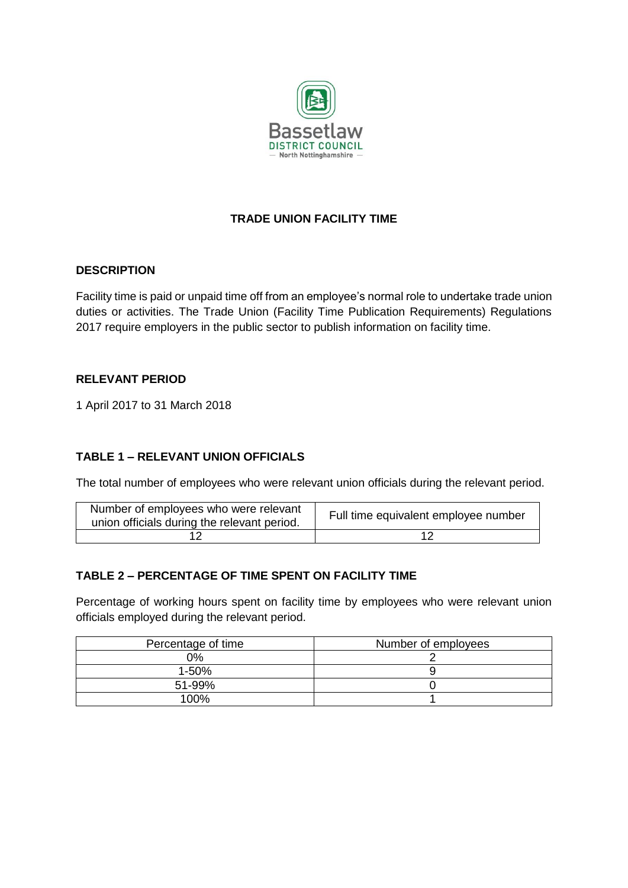Bassetlaw
DISTRICT COUNCIL
— North Nottinghamshire —

# TRADE UNION FACILITY TIME

## DESCRIPTION

Facility time is paid or unpaid time off from an employee's normal role to undertake trade union duties or activities. The Trade Union (Facility Time Publication Requirements) Regulations 2017 require employers in the public sector to publish information on facility time.

## RELEVANT PERIOD

1 April 2017 to 31 March 2018

## TABLE 1 – RELEVANT UNION OFFICIALS

The total number of employees who were relevant union officials during the relevant period.

| Number of employees who were relevant union officials during the relevant period. | Full time equivalent employee number |
|---|---|
| 12 | 12 |

## TABLE 2 – PERCENTAGE OF TIME SPENT ON FACILITY TIME

Percentage of working hours spent on facility time by employees who were relevant union officials employed during the relevant period.

| Percentage of time | Number of employees |
|---|---|
| 0% | 2 |
| 1-50% | 9 |
| 51-99% | 0 |
| 100% | 1 |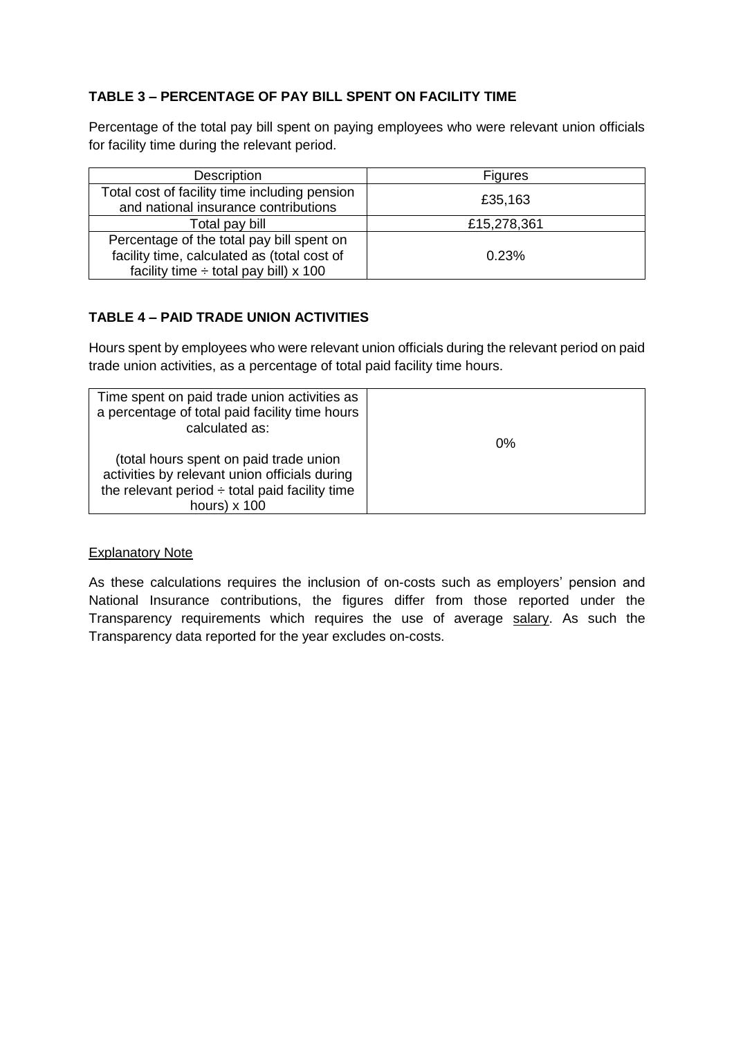### TABLE 3 – PERCENTAGE OF PAY BILL SPENT ON FACILITY TIME

Percentage of the total pay bill spent on paying employees who were relevant union officials for facility time during the relevant period.

| Description | Figures |
|---|---|
| Total cost of facility time including pension and national insurance contributions | £35,163 |
| Total pay bill | £15,278,361 |
| Percentage of the total pay bill spent on facility time, calculated as (total cost of facility time ÷ total pay bill) x 100 | 0.23% |

### TABLE 4 – PAID TRADE UNION ACTIVITIES

Hours spent by employees who were relevant union officials during the relevant period on paid trade union activities, as a percentage of total paid facility time hours.

| | |
|---|---|
| Time spent on paid trade union activities as a percentage of total paid facility time hours calculated as:<br><br>(total hours spent on paid trade union activities by relevant union officials during the relevant period ÷ total paid facility time hours) x 100 | 0% |

Explanatory Note

As these calculations requires the inclusion of on-costs such as employers' pension and National Insurance contributions, the figures differ from those reported under the Transparency requirements which requires the use of average salary. As such the Transparency data reported for the year excludes on-costs.